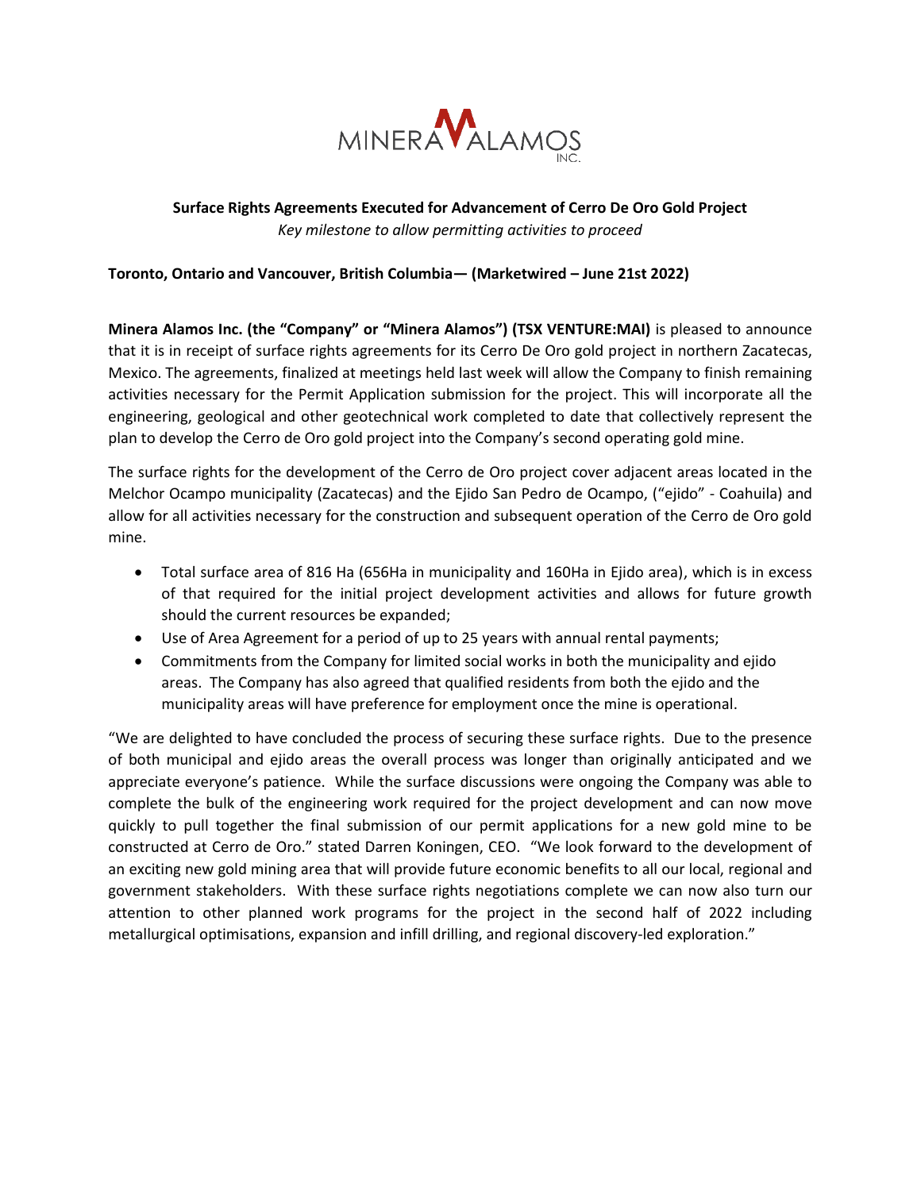MINERA ALAMOS INC.

## Surface Rights Agreements Executed for Advancement of Cerro De Oro Gold Project

*Key milestone to allow permitting activities to proceed*

**Toronto, Ontario and Vancouver, British Columbia— (Marketwired – June 21st 2022)**

**Minera Alamos Inc. (the "Company" or "Minera Alamos") (TSX VENTURE:MAI)** is pleased to announce that it is in receipt of surface rights agreements for its Cerro De Oro gold project in northern Zacatecas, Mexico. The agreements, finalized at meetings held last week will allow the Company to finish remaining activities necessary for the Permit Application submission for the project. This will incorporate all the engineering, geological and other geotechnical work completed to date that collectively represent the plan to develop the Cerro de Oro gold project into the Company's second operating gold mine.

The surface rights for the development of the Cerro de Oro project cover adjacent areas located in the Melchor Ocampo municipality (Zacatecas) and the Ejido San Pedro de Ocampo, ("ejido" - Coahuila) and allow for all activities necessary for the construction and subsequent operation of the Cerro de Oro gold mine.

- Total surface area of 816 Ha (656Ha in municipality and 160Ha in Ejido area), which is in excess of that required for the initial project development activities and allows for future growth should the current resources be expanded;
- Use of Area Agreement for a period of up to 25 years with annual rental payments;
- Commitments from the Company for limited social works in both the municipality and ejido areas. The Company has also agreed that qualified residents from both the ejido and the municipality areas will have preference for employment once the mine is operational.

"We are delighted to have concluded the process of securing these surface rights. Due to the presence of both municipal and ejido areas the overall process was longer than originally anticipated and we appreciate everyone's patience. While the surface discussions were ongoing the Company was able to complete the bulk of the engineering work required for the project development and can now move quickly to pull together the final submission of our permit applications for a new gold mine to be constructed at Cerro de Oro." stated Darren Koningen, CEO. "We look forward to the development of an exciting new gold mining area that will provide future economic benefits to all our local, regional and government stakeholders. With these surface rights negotiations complete we can now also turn our attention to other planned work programs for the project in the second half of 2022 including metallurgical optimisations, expansion and infill drilling, and regional discovery-led exploration."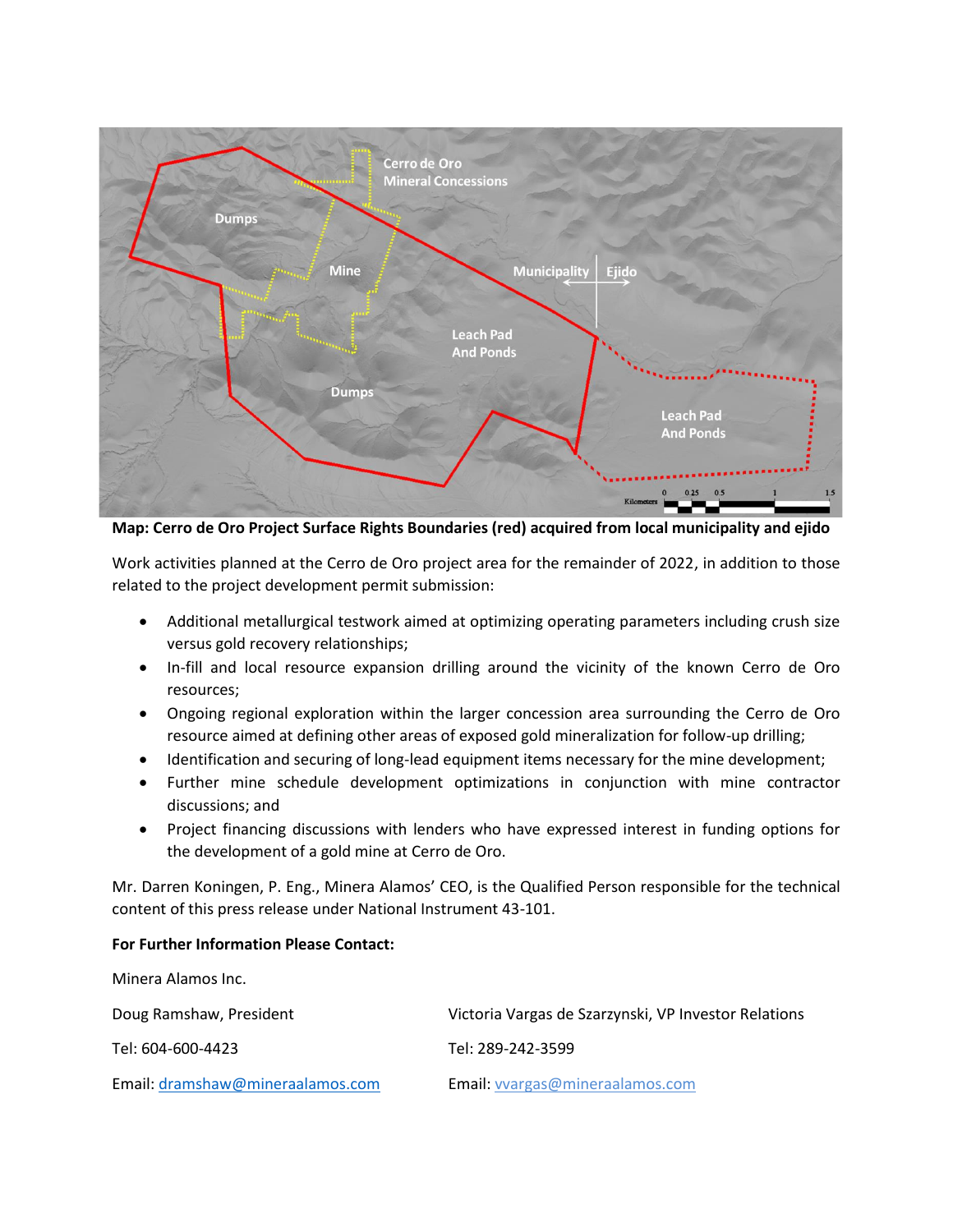**Map: Cerro de Oro Project Surface Rights Boundaries (red) acquired from local municipality and ejido**

Work activities planned at the Cerro de Oro project area for the remainder of 2022, in addition to those related to the project development permit submission:

- Additional metallurgical testwork aimed at optimizing operating parameters including crush size versus gold recovery relationships;
- In-fill and local resource expansion drilling around the vicinity of the known Cerro de Oro resources;
- Ongoing regional exploration within the larger concession area surrounding the Cerro de Oro resource aimed at defining other areas of exposed gold mineralization for follow-up drilling;
- Identification and securing of long-lead equipment items necessary for the mine development;
- Further mine schedule development optimizations in conjunction with mine contractor discussions; and
- Project financing discussions with lenders who have expressed interest in funding options for the development of a gold mine at Cerro de Oro.

Mr. Darren Koningen, P. Eng., Minera Alamos' CEO, is the Qualified Person responsible for the technical content of this press release under National Instrument 43-101.

**For Further Information Please Contact:**

Minera Alamos Inc.

Doug Ramshaw, President

Tel: 604-600-4423

Email: dramshaw@mineraalamos.com

Victoria Vargas de Szarzynski, VP Investor Relations

Tel: 289-242-3599

Email: vvargas@mineraalamos.com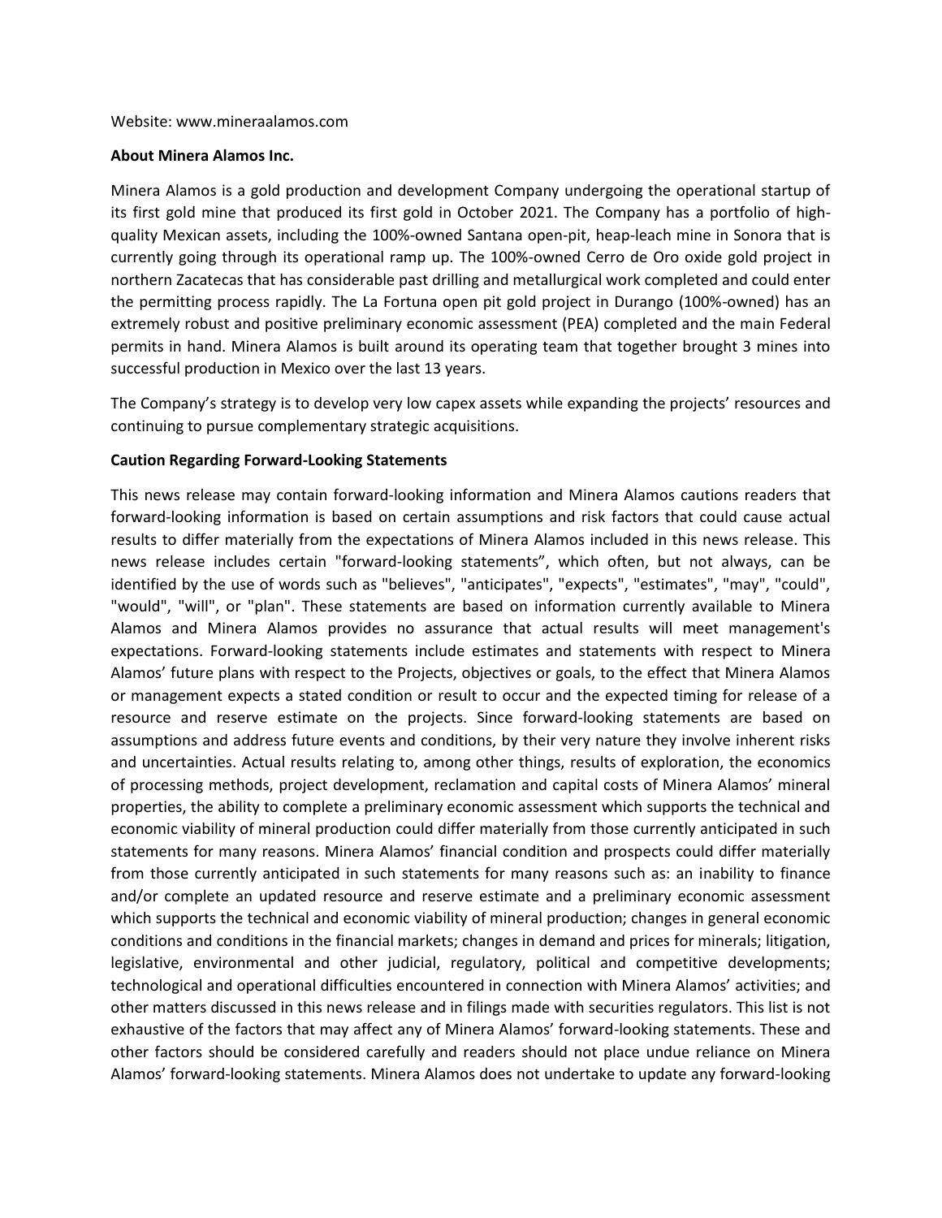Website: www.mineraalamos.com

**About Minera Alamos Inc.**

Minera Alamos is a gold production and development Company undergoing the operational startup of its first gold mine that produced its first gold in October 2021. The Company has a portfolio of high-quality Mexican assets, including the 100%-owned Santana open-pit, heap-leach mine in Sonora that is currently going through its operational ramp up. The 100%-owned Cerro de Oro oxide gold project in northern Zacatecas that has considerable past drilling and metallurgical work completed and could enter the permitting process rapidly. The La Fortuna open pit gold project in Durango (100%-owned) has an extremely robust and positive preliminary economic assessment (PEA) completed and the main Federal permits in hand. Minera Alamos is built around its operating team that together brought 3 mines into successful production in Mexico over the last 13 years.

The Company's strategy is to develop very low capex assets while expanding the projects' resources and continuing to pursue complementary strategic acquisitions.

**Caution Regarding Forward-Looking Statements**

This news release may contain forward-looking information and Minera Alamos cautions readers that forward-looking information is based on certain assumptions and risk factors that could cause actual results to differ materially from the expectations of Minera Alamos included in this news release. This news release includes certain "forward-looking statements", which often, but not always, can be identified by the use of words such as "believes", "anticipates", "expects", "estimates", "may", "could", "would", "will", or "plan". These statements are based on information currently available to Minera Alamos and Minera Alamos provides no assurance that actual results will meet management's expectations. Forward-looking statements include estimates and statements with respect to Minera Alamos' future plans with respect to the Projects, objectives or goals, to the effect that Minera Alamos or management expects a stated condition or result to occur and the expected timing for release of a resource and reserve estimate on the projects. Since forward-looking statements are based on assumptions and address future events and conditions, by their very nature they involve inherent risks and uncertainties. Actual results relating to, among other things, results of exploration, the economics of processing methods, project development, reclamation and capital costs of Minera Alamos' mineral properties, the ability to complete a preliminary economic assessment which supports the technical and economic viability of mineral production could differ materially from those currently anticipated in such statements for many reasons. Minera Alamos' financial condition and prospects could differ materially from those currently anticipated in such statements for many reasons such as: an inability to finance and/or complete an updated resource and reserve estimate and a preliminary economic assessment which supports the technical and economic viability of mineral production; changes in general economic conditions and conditions in the financial markets; changes in demand and prices for minerals; litigation, legislative, environmental and other judicial, regulatory, political and competitive developments; technological and operational difficulties encountered in connection with Minera Alamos' activities; and other matters discussed in this news release and in filings made with securities regulators. This list is not exhaustive of the factors that may affect any of Minera Alamos' forward-looking statements. These and other factors should be considered carefully and readers should not place undue reliance on Minera Alamos' forward-looking statements. Minera Alamos does not undertake to update any forward-looking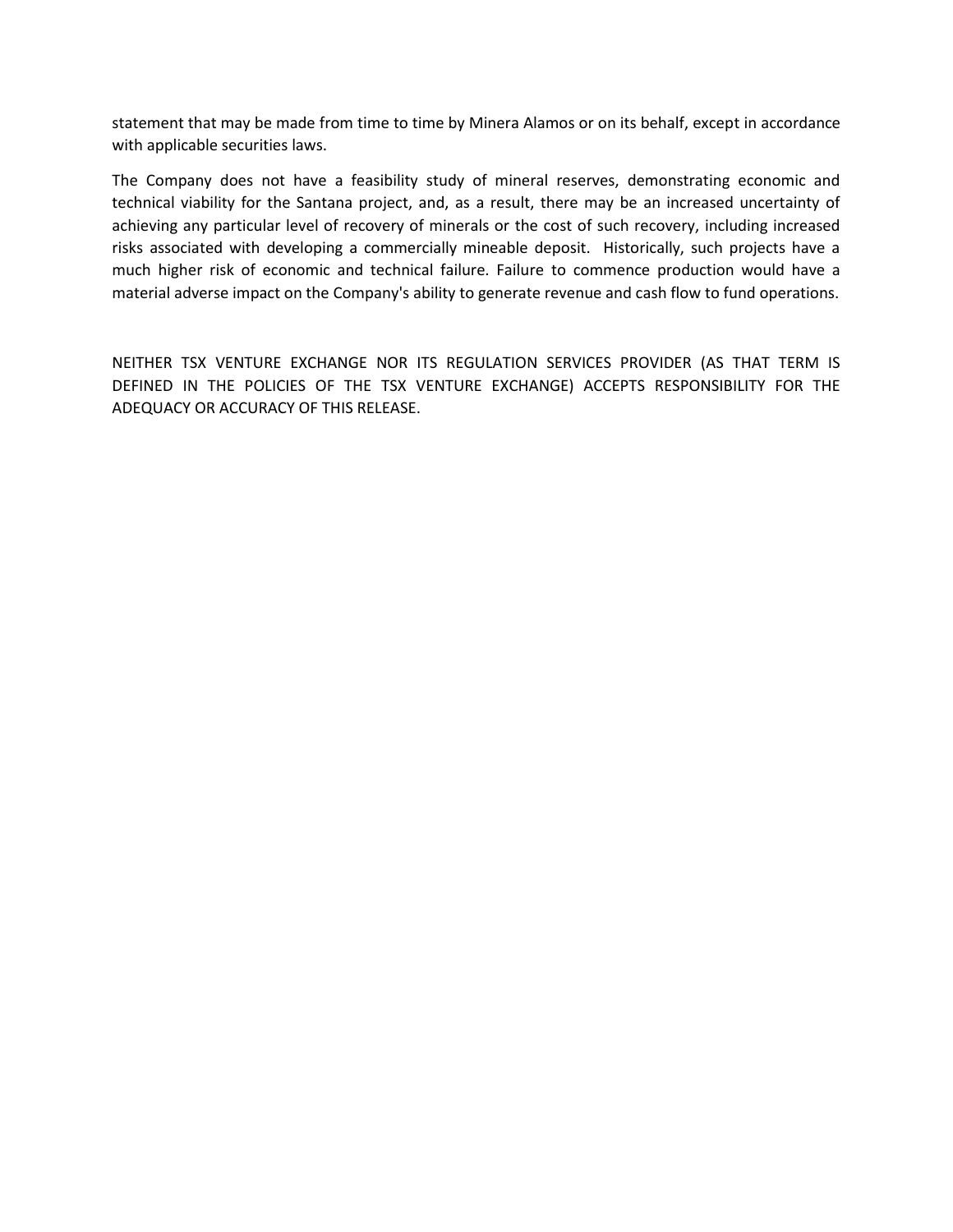statement that may be made from time to time by Minera Alamos or on its behalf, except in accordance with applicable securities laws.

The Company does not have a feasibility study of mineral reserves, demonstrating economic and technical viability for the Santana project, and, as a result, there may be an increased uncertainty of achieving any particular level of recovery of minerals or the cost of such recovery, including increased risks associated with developing a commercially mineable deposit. Historically, such projects have a much higher risk of economic and technical failure. Failure to commence production would have a material adverse impact on the Company's ability to generate revenue and cash flow to fund operations.

NEITHER TSX VENTURE EXCHANGE NOR ITS REGULATION SERVICES PROVIDER (AS THAT TERM IS DEFINED IN THE POLICIES OF THE TSX VENTURE EXCHANGE) ACCEPTS RESPONSIBILITY FOR THE ADEQUACY OR ACCURACY OF THIS RELEASE.